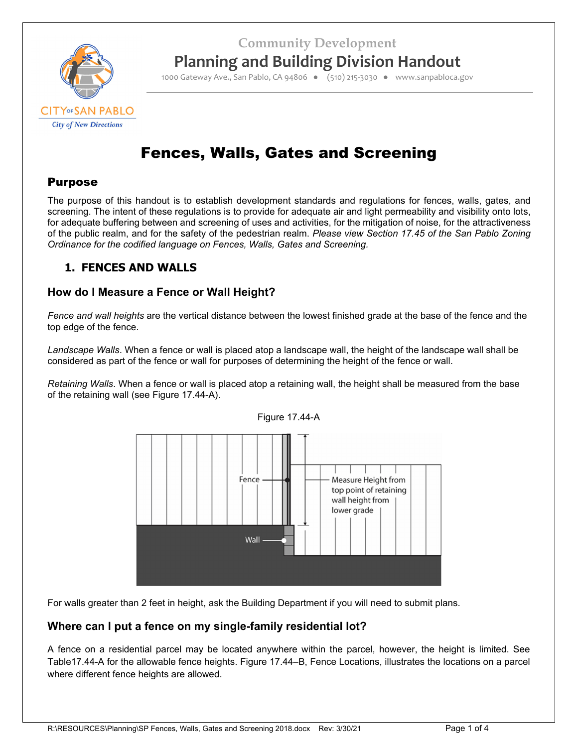Community Development

# Planning and Building Division Handout

1000 Gateway Ave., San Pablo, CA 94806 ● (510) 215-3030 ● www.sanpabloca.gov

CITY OF SAN PABLO
City of New Directions

# Fences, Walls, Gates and Screening

## Purpose

The purpose of this handout is to establish development standards and regulations for fences, walls, gates, and screening. The intent of these regulations is to provide for adequate air and light permeability and visibility onto lots, for adequate buffering between and screening of uses and activities, for the mitigation of noise, for the attractiveness of the public realm, and for the safety of the pedestrian realm. *Please view Section 17.45 of the San Pablo Zoning Ordinance for the codified language on Fences, Walls, Gates and Screening.*

## 1. FENCES AND WALLS

### How do I Measure a Fence or Wall Height?

*Fence and wall heights* are the vertical distance between the lowest finished grade at the base of the fence and the top edge of the fence.

*Landscape Walls*. When a fence or wall is placed atop a landscape wall, the height of the landscape wall shall be considered as part of the fence or wall for purposes of determining the height of the fence or wall.

*Retaining Walls*. When a fence or wall is placed atop a retaining wall, the height shall be measured from the base of the retaining wall (see Figure 17.44-A).

Figure 17.44-A

Fence

Wall

Measure Height from top point of retaining wall height from lower grade

For walls greater than 2 feet in height, ask the Building Department if you will need to submit plans.

### Where can I put a fence on my single-family residential lot?

A fence on a residential parcel may be located anywhere within the parcel, however, the height is limited. See Table17.44-A for the allowable fence heights. Figure 17.44–B, Fence Locations, illustrates the locations on a parcel where different fence heights are allowed.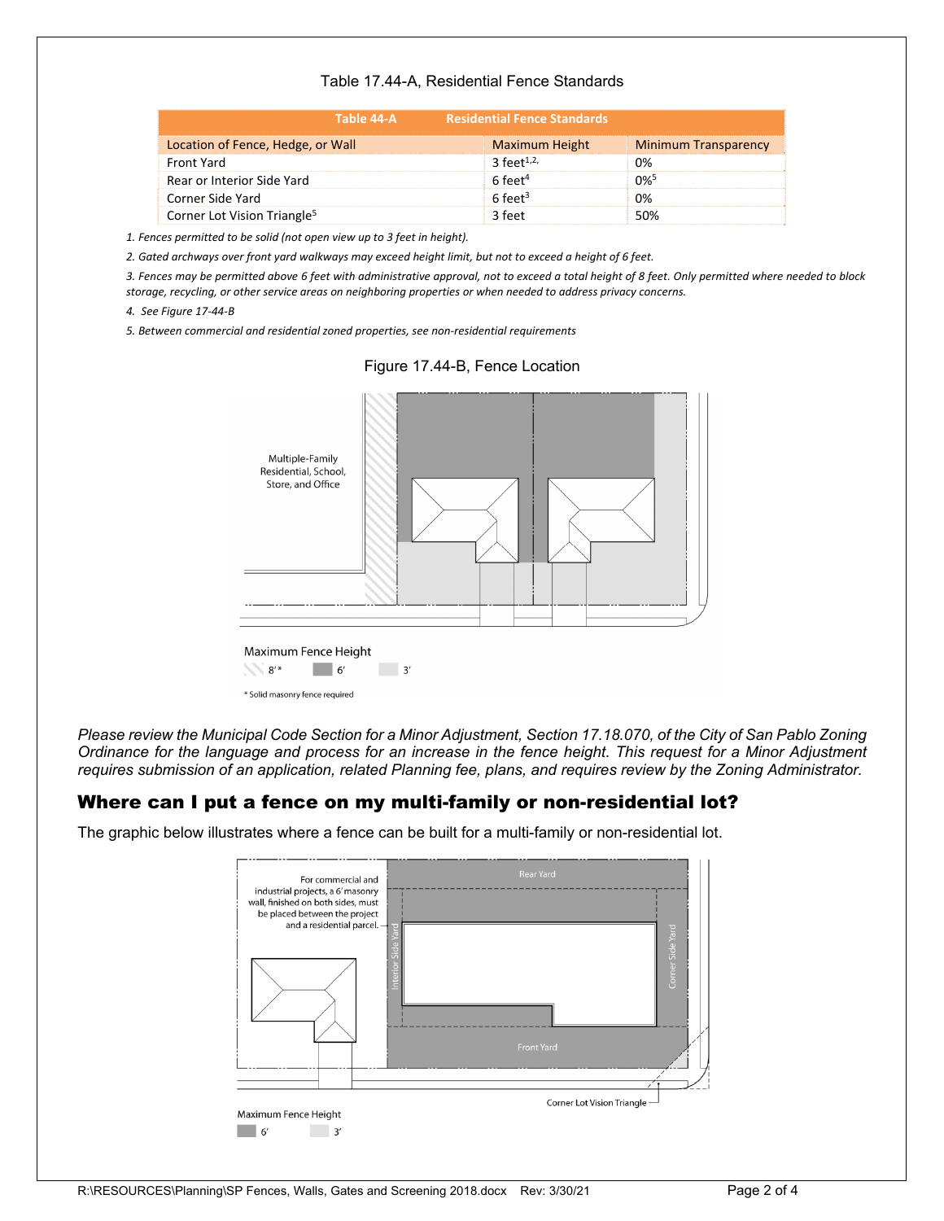Table 17.44-A, Residential Fence Standards

| Table 44-A | Residential Fence Standards | |
|---|---|---|
| Location of Fence, Hedge, or Wall | Maximum Height | Minimum Transparency |
| Front Yard | 3 feet[1,2,] | 0% |
| Rear or Interior Side Yard | 6 feet[4] | 0%[5] |
| Corner Side Yard | 6 feet[3] | 0% |
| Corner Lot Vision Triangle[5] | 3 feet | 50% |

*1. Fences permitted to be solid (not open view up to 3 feet in height).*

*2. Gated archways over front yard walkways may exceed height limit, but not to exceed a height of 6 feet.*

*3. Fences may be permitted above 6 feet with administrative approval, not to exceed a total height of 8 feet. Only permitted where needed to block storage, recycling, or other service areas on neighboring properties or when needed to address privacy concerns.*

*4. See Figure 17-44-B*

*5. Between commercial and residential zoned properties, see non-residential requirements*

Figure 17.44-B, Fence Location

Multiple-Family Residential, School, Store, and Office

Maximum Fence Height
8'* 6' 3'

* Solid masonry fence required

*Please review the Municipal Code Section for a Minor Adjustment, Section 17.18.070, of the City of San Pablo Zoning Ordinance for the language and process for an increase in the fence height. This request for a Minor Adjustment requires submission of an application, related Planning fee, plans, and requires review by the Zoning Administrator.*

## Where can I put a fence on my multi-family or non-residential lot?

The graphic below illustrates where a fence can be built for a multi-family or non-residential lot.

For commercial and industrial projects, a 6' masonry wall, finished on both sides, must be placed between the project and a residential parcel.

Rear Yard

Interior Side Yard

Corner Side Yard

Front Yard

Corner Lot Vision Triangle

Maximum Fence Height
6' 3'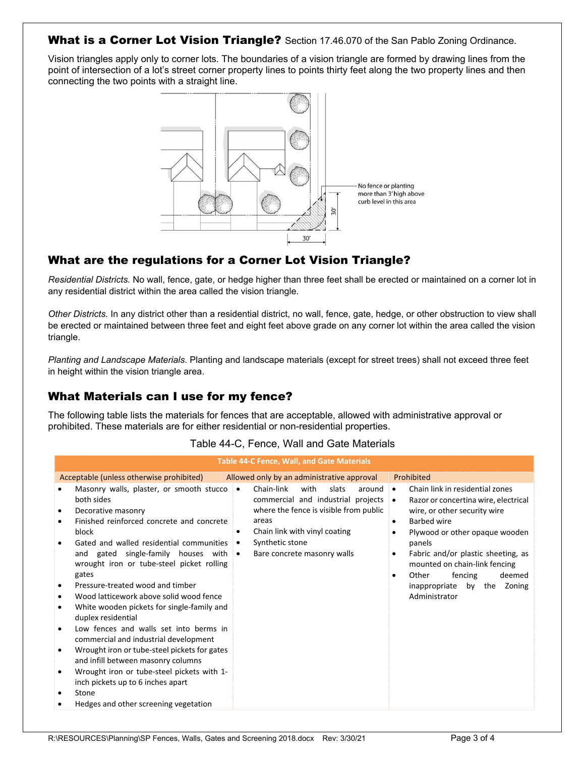## What is a Corner Lot Vision Triangle? Section 17.46.070 of the San Pablo Zoning Ordinance.

Vision triangles apply only to corner lots. The boundaries of a vision triangle are formed by drawing lines from the point of intersection of a lot's street corner property lines to points thirty feet along the two property lines and then connecting the two points with a straight line.

No fence or planting more than 3' high above curb level in this area

30'

30'

## What are the regulations for a Corner Lot Vision Triangle?

*Residential Districts.* No wall, fence, gate, or hedge higher than three feet shall be erected or maintained on a corner lot in any residential district within the area called the vision triangle.

*Other Districts.* In any district other than a residential district, no wall, fence, gate, hedge, or other obstruction to view shall be erected or maintained between three feet and eight feet above grade on any corner lot within the area called the vision triangle.

*Planting and Landscape Materials*. Planting and landscape materials (except for street trees) shall not exceed three feet in height within the vision triangle area.

## What Materials can I use for my fence?

The following table lists the materials for fences that are acceptable, allowed with administrative approval or prohibited. These materials are for either residential or non-residential properties.

Table 44-C, Fence, Wall and Gate Materials

| Table 44-C Fence, Wall, and Gate Materials | | |
|---|---|---|
| Acceptable (unless otherwise prohibited) | Allowed only by an administrative approval | Prohibited |
| • Masonry walls, plaster, or smooth stucco both sides<br>• Decorative masonry<br>• Finished reinforced concrete and concrete block<br>• Gated and walled residential communities and gated single-family houses with wrought iron or tube-steel picket rolling gates<br>• Pressure-treated wood and timber<br>• Wood latticework above solid wood fence<br>• White wooden pickets for single-family and duplex residential<br>• Low fences and walls set into berms in commercial and industrial development<br>• Wrought iron or tube-steel pickets for gates and infill between masonry columns<br>• Wrought iron or tube-steel pickets with 1-inch pickets up to 6 inches apart<br>• Stone<br>• Hedges and other screening vegetation | • Chain-link with slats around commercial and industrial projects where the fence is visible from public areas<br>• Chain link with vinyl coating<br>• Synthetic stone<br>• Bare concrete masonry walls | • Chain link in residential zones<br>• Razor or concertina wire, electrical wire, or other security wire<br>• Barbed wire<br>• Plywood or other opaque wooden panels<br>• Fabric and/or plastic sheeting, as mounted on chain-link fencing<br>• Other fencing deemed inappropriate by the Zoning Administrator |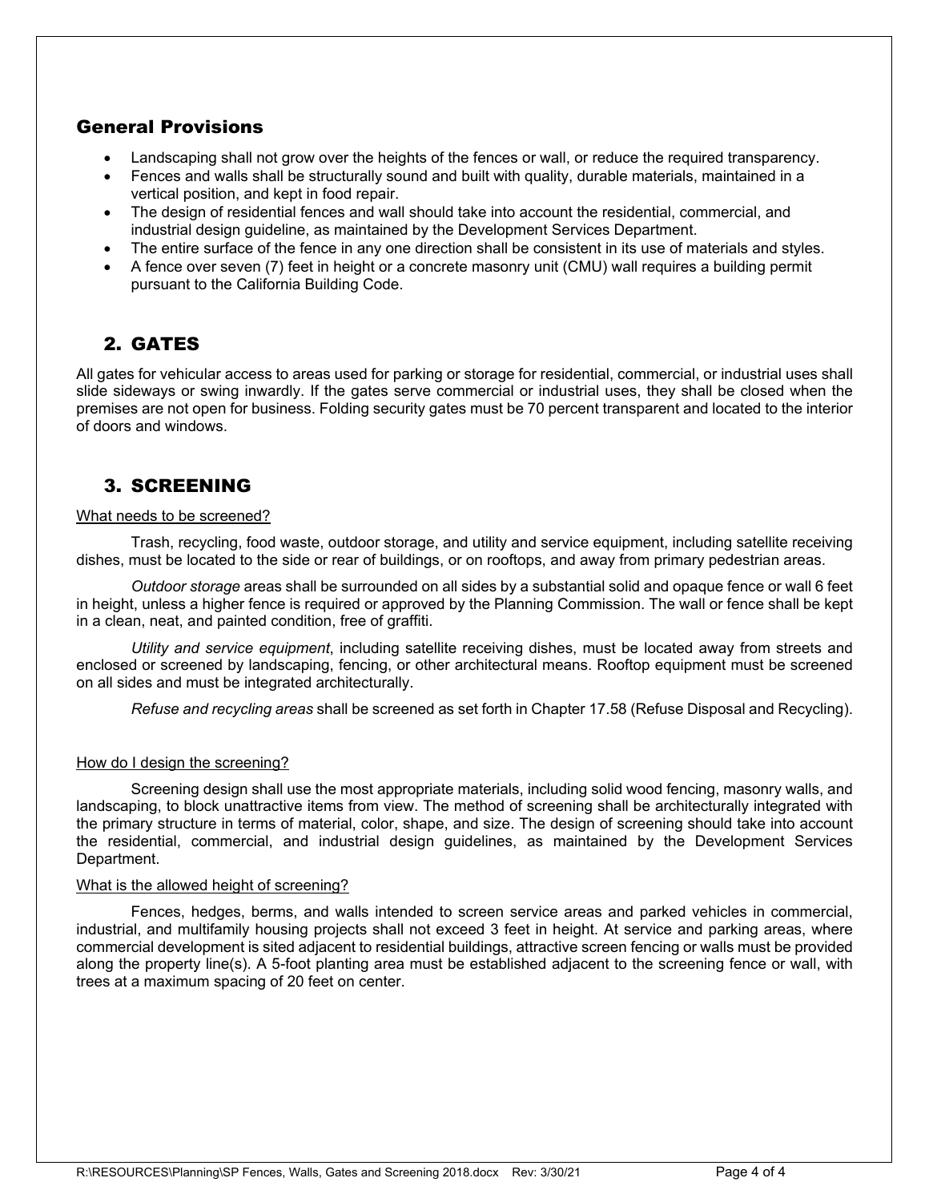## General Provisions

- Landscaping shall not grow over the heights of the fences or wall, or reduce the required transparency.
- Fences and walls shall be structurally sound and built with quality, durable materials, maintained in a vertical position, and kept in food repair.
- The design of residential fences and wall should take into account the residential, commercial, and industrial design guideline, as maintained by the Development Services Department.
- The entire surface of the fence in any one direction shall be consistent in its use of materials and styles.
- A fence over seven (7) feet in height or a concrete masonry unit (CMU) wall requires a building permit pursuant to the California Building Code.

## 2. GATES

All gates for vehicular access to areas used for parking or storage for residential, commercial, or industrial uses shall slide sideways or swing inwardly. If the gates serve commercial or industrial uses, they shall be closed when the premises are not open for business. Folding security gates must be 70 percent transparent and located to the interior of doors and windows.

## 3. SCREENING

What needs to be screened?

Trash, recycling, food waste, outdoor storage, and utility and service equipment, including satellite receiving dishes, must be located to the side or rear of buildings, or on rooftops, and away from primary pedestrian areas.

*Outdoor storage* areas shall be surrounded on all sides by a substantial solid and opaque fence or wall 6 feet in height, unless a higher fence is required or approved by the Planning Commission. The wall or fence shall be kept in a clean, neat, and painted condition, free of graffiti.

*Utility and service equipment*, including satellite receiving dishes, must be located away from streets and enclosed or screened by landscaping, fencing, or other architectural means. Rooftop equipment must be screened on all sides and must be integrated architecturally.

*Refuse and recycling areas* shall be screened as set forth in Chapter 17.58 (Refuse Disposal and Recycling).

How do I design the screening?

Screening design shall use the most appropriate materials, including solid wood fencing, masonry walls, and landscaping, to block unattractive items from view. The method of screening shall be architecturally integrated with the primary structure in terms of material, color, shape, and size. The design of screening should take into account the residential, commercial, and industrial design guidelines, as maintained by the Development Services Department.

What is the allowed height of screening?

Fences, hedges, berms, and walls intended to screen service areas and parked vehicles in commercial, industrial, and multifamily housing projects shall not exceed 3 feet in height. At service and parking areas, where commercial development is sited adjacent to residential buildings, attractive screen fencing or walls must be provided along the property line(s). A 5-foot planting area must be established adjacent to the screening fence or wall, with trees at a maximum spacing of 20 feet on center.